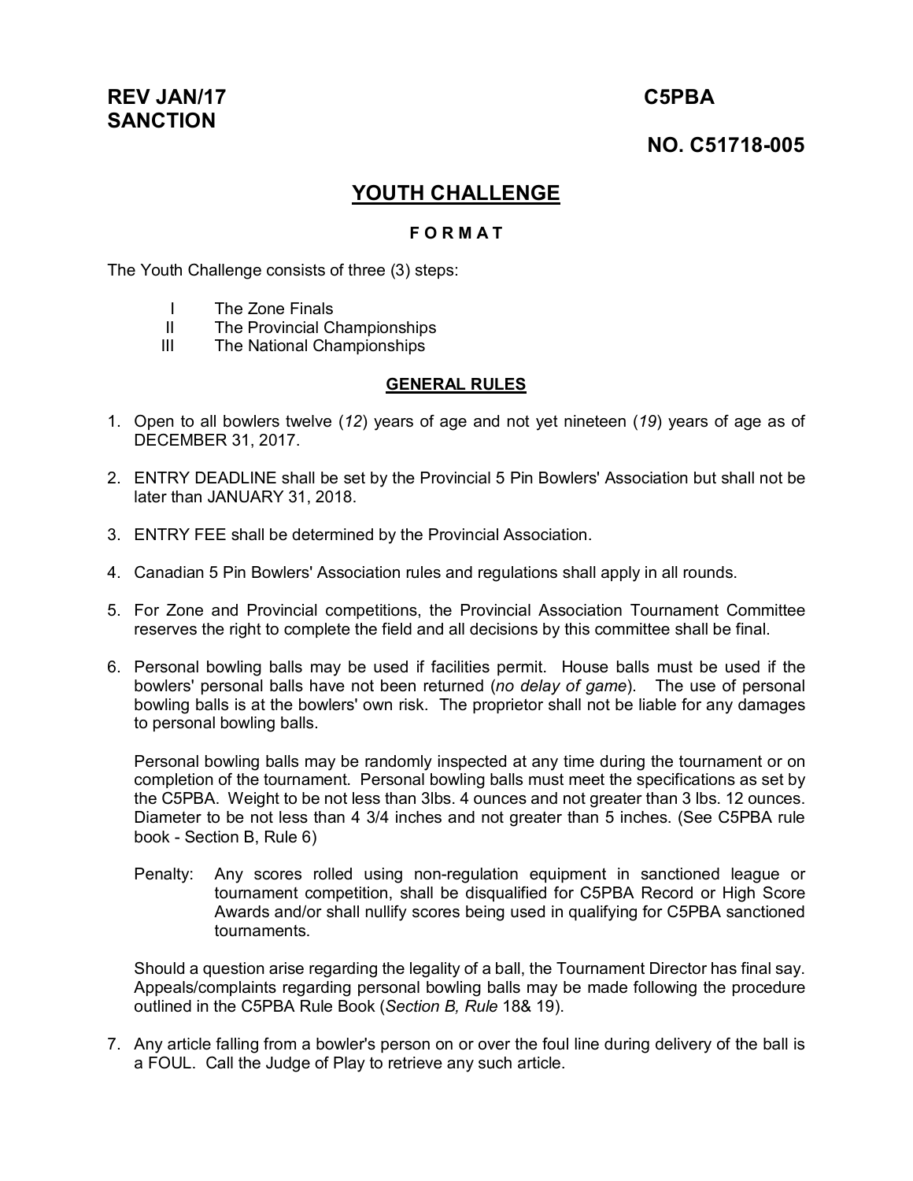**REV JAN/17** **C5PBA**
**SANCTION**

**NO. C51718-005**

# YOUTH CHALLENGE

### F O R M A T

The Youth Challenge consists of three (3) steps:

- I The Zone Finals
- II The Provincial Championships
- III The National Championships

## GENERAL RULES

1. Open to all bowlers twelve (*12*) years of age and not yet nineteen (*19*) years of age as of DECEMBER 31, 2017.

2. ENTRY DEADLINE shall be set by the Provincial 5 Pin Bowlers' Association but shall not be later than JANUARY 31, 2018.

3. ENTRY FEE shall be determined by the Provincial Association.

4. Canadian 5 Pin Bowlers' Association rules and regulations shall apply in all rounds.

5. For Zone and Provincial competitions, the Provincial Association Tournament Committee reserves the right to complete the field and all decisions by this committee shall be final.

6. Personal bowling balls may be used if facilities permit. House balls must be used if the bowlers' personal balls have not been returned (*no delay of game*). The use of personal bowling balls is at the bowlers' own risk. The proprietor shall not be liable for any damages to personal bowling balls.

   Personal bowling balls may be randomly inspected at any time during the tournament or on completion of the tournament. Personal bowling balls must meet the specifications as set by the C5PBA. Weight to be not less than 3lbs. 4 ounces and not greater than 3 lbs. 12 ounces. Diameter to be not less than 4 3/4 inches and not greater than 5 inches. (See C5PBA rule book - Section B, Rule 6)

   Penalty: Any scores rolled using non-regulation equipment in sanctioned league or tournament competition, shall be disqualified for C5PBA Record or High Score Awards and/or shall nullify scores being used in qualifying for C5PBA sanctioned tournaments.

   Should a question arise regarding the legality of a ball, the Tournament Director has final say. Appeals/complaints regarding personal bowling balls may be made following the procedure outlined in the C5PBA Rule Book (*Section B, Rule* 18& 19).

7. Any article falling from a bowler's person on or over the foul line during delivery of the ball is a FOUL. Call the Judge of Play to retrieve any such article.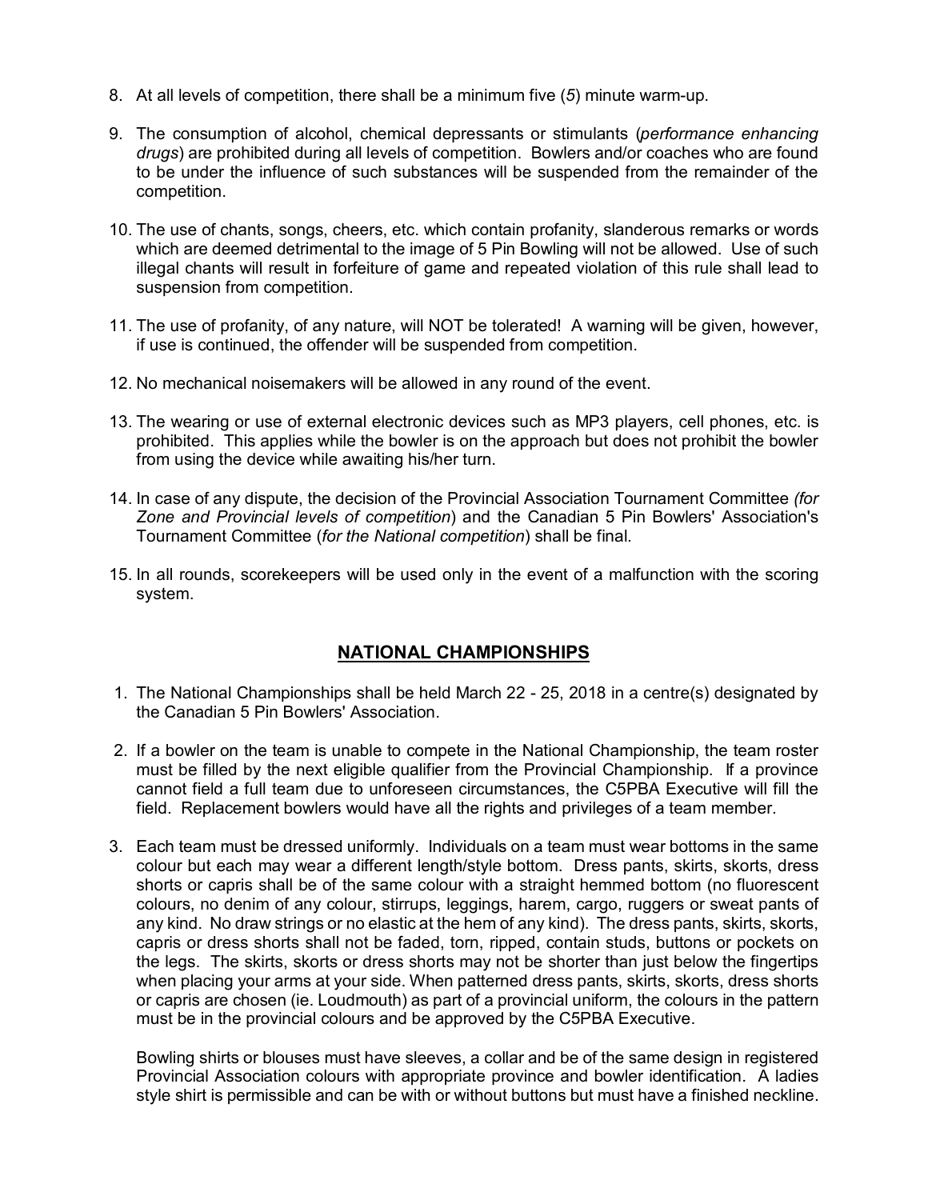8. At all levels of competition, there shall be a minimum five (*5*) minute warm-up.

9. The consumption of alcohol, chemical depressants or stimulants (*performance enhancing drugs*) are prohibited during all levels of competition. Bowlers and/or coaches who are found to be under the influence of such substances will be suspended from the remainder of the competition.

10. The use of chants, songs, cheers, etc. which contain profanity, slanderous remarks or words which are deemed detrimental to the image of 5 Pin Bowling will not be allowed. Use of such illegal chants will result in forfeiture of game and repeated violation of this rule shall lead to suspension from competition.

11. The use of profanity, of any nature, will NOT be tolerated! A warning will be given, however, if use is continued, the offender will be suspended from competition.

12. No mechanical noisemakers will be allowed in any round of the event.

13. The wearing or use of external electronic devices such as MP3 players, cell phones, etc. is prohibited. This applies while the bowler is on the approach but does not prohibit the bowler from using the device while awaiting his/her turn.

14. In case of any dispute, the decision of the Provincial Association Tournament Committee *(for Zone and Provincial levels of competition*) and the Canadian 5 Pin Bowlers' Association's Tournament Committee (*for the National competition*) shall be final.

15. In all rounds, scorekeepers will be used only in the event of a malfunction with the scoring system.

## NATIONAL CHAMPIONSHIPS

1. The National Championships shall be held March 22 - 25, 2018 in a centre(s) designated by the Canadian 5 Pin Bowlers' Association.

2. If a bowler on the team is unable to compete in the National Championship, the team roster must be filled by the next eligible qualifier from the Provincial Championship. If a province cannot field a full team due to unforeseen circumstances, the C5PBA Executive will fill the field. Replacement bowlers would have all the rights and privileges of a team member.

3. Each team must be dressed uniformly. Individuals on a team must wear bottoms in the same colour but each may wear a different length/style bottom. Dress pants, skirts, skorts, dress shorts or capris shall be of the same colour with a straight hemmed bottom (no fluorescent colours, no denim of any colour, stirrups, leggings, harem, cargo, ruggers or sweat pants of any kind. No draw strings or no elastic at the hem of any kind). The dress pants, skirts, skorts, capris or dress shorts shall not be faded, torn, ripped, contain studs, buttons or pockets on the legs. The skirts, skorts or dress shorts may not be shorter than just below the fingertips when placing your arms at your side. When patterned dress pants, skirts, skorts, dress shorts or capris are chosen (ie. Loudmouth) as part of a provincial uniform, the colours in the pattern must be in the provincial colours and be approved by the C5PBA Executive.

   Bowling shirts or blouses must have sleeves, a collar and be of the same design in registered Provincial Association colours with appropriate province and bowler identification. A ladies style shirt is permissible and can be with or without buttons but must have a finished neckline.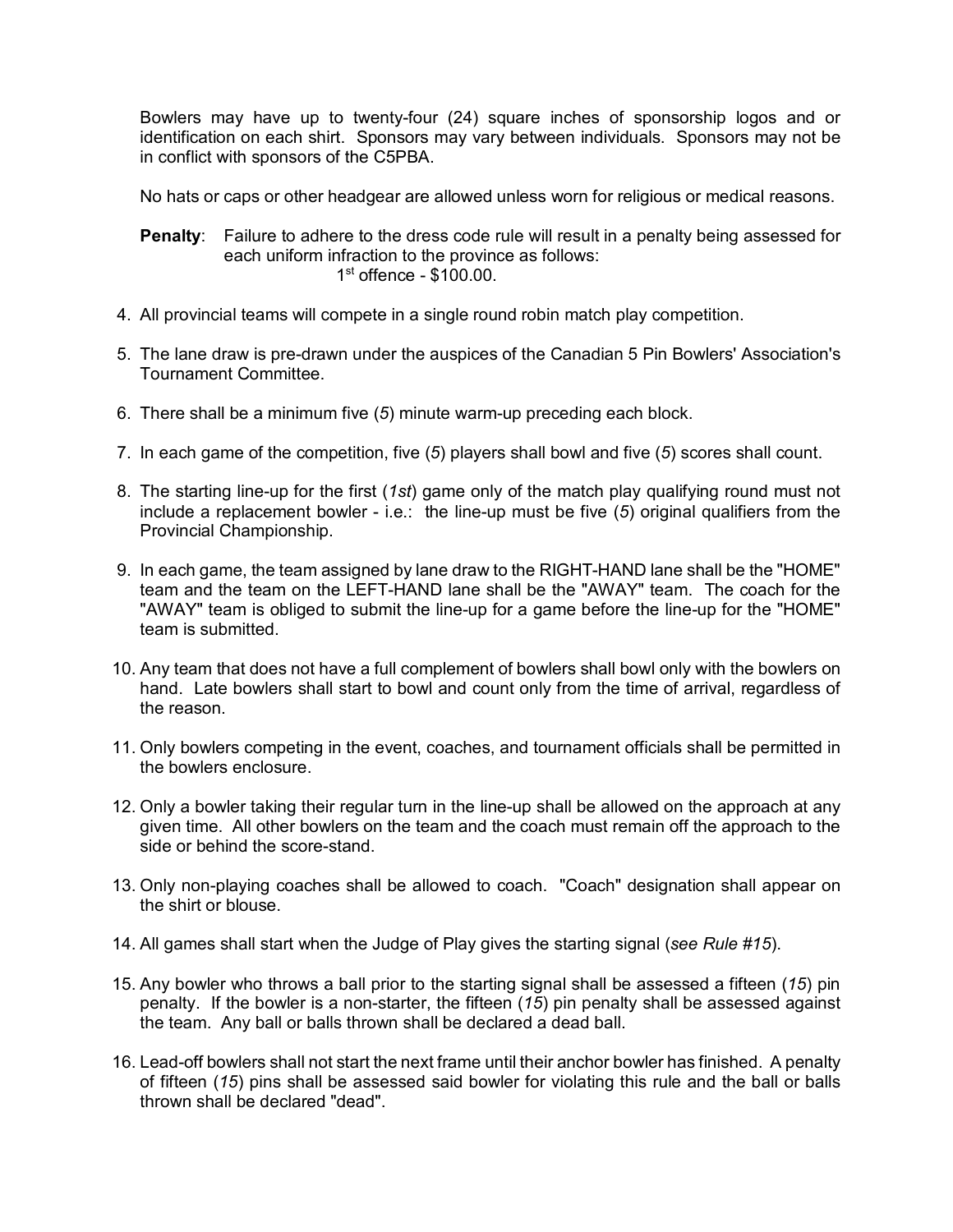Bowlers may have up to twenty-four (24) square inches of sponsorship logos and or identification on each shirt. Sponsors may vary between individuals. Sponsors may not be in conflict with sponsors of the C5PBA.

No hats or caps or other headgear are allowed unless worn for religious or medical reasons.

**Penalty**: Failure to adhere to the dress code rule will result in a penalty being assessed for each uniform infraction to the province as follows:
1st offence - $100.00.

4. All provincial teams will compete in a single round robin match play competition.

5. The lane draw is pre-drawn under the auspices of the Canadian 5 Pin Bowlers' Association's Tournament Committee.

6. There shall be a minimum five (*5*) minute warm-up preceding each block.

7. In each game of the competition, five (*5*) players shall bowl and five (*5*) scores shall count.

8. The starting line-up for the first (*1st*) game only of the match play qualifying round must not include a replacement bowler - i.e.: the line-up must be five (*5*) original qualifiers from the Provincial Championship.

9. In each game, the team assigned by lane draw to the RIGHT-HAND lane shall be the "HOME" team and the team on the LEFT-HAND lane shall be the "AWAY" team. The coach for the "AWAY" team is obliged to submit the line-up for a game before the line-up for the "HOME" team is submitted.

10. Any team that does not have a full complement of bowlers shall bowl only with the bowlers on hand. Late bowlers shall start to bowl and count only from the time of arrival, regardless of the reason.

11. Only bowlers competing in the event, coaches, and tournament officials shall be permitted in the bowlers enclosure.

12. Only a bowler taking their regular turn in the line-up shall be allowed on the approach at any given time. All other bowlers on the team and the coach must remain off the approach to the side or behind the score-stand.

13. Only non-playing coaches shall be allowed to coach. "Coach" designation shall appear on the shirt or blouse.

14. All games shall start when the Judge of Play gives the starting signal (*see Rule #15*).

15. Any bowler who throws a ball prior to the starting signal shall be assessed a fifteen (*15*) pin penalty. If the bowler is a non-starter, the fifteen (*15*) pin penalty shall be assessed against the team. Any ball or balls thrown shall be declared a dead ball.

16. Lead-off bowlers shall not start the next frame until their anchor bowler has finished. A penalty of fifteen (*15*) pins shall be assessed said bowler for violating this rule and the ball or balls thrown shall be declared "dead".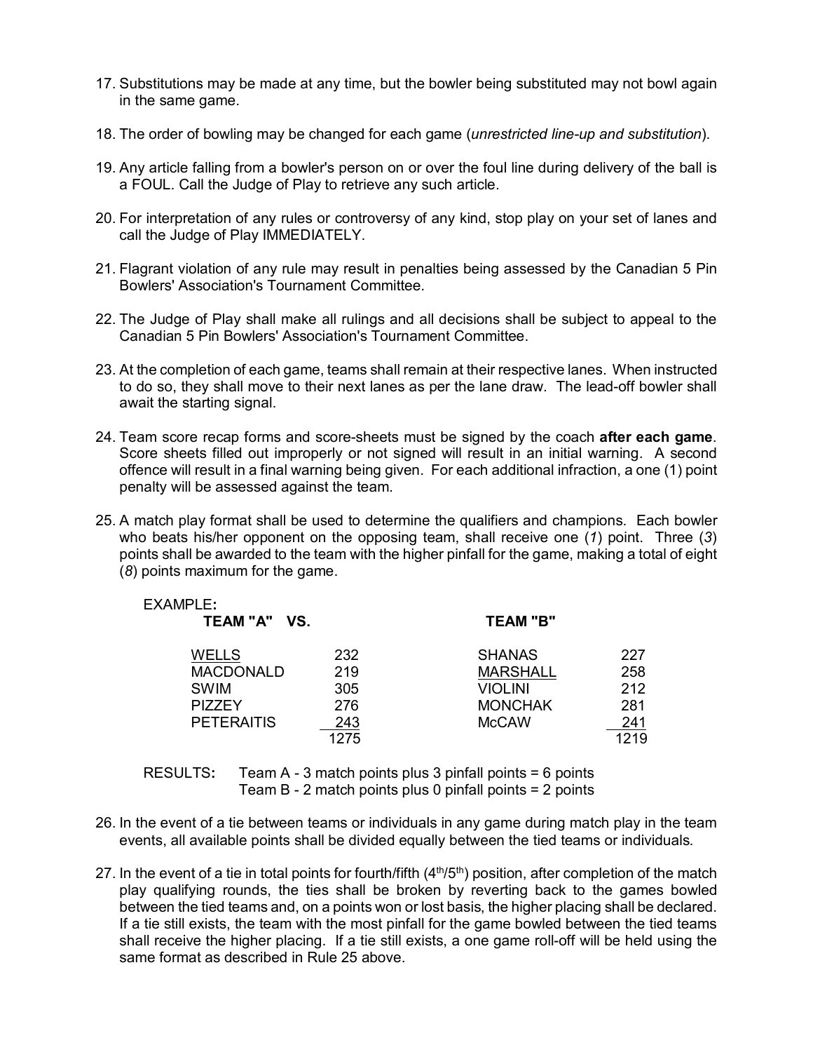17. Substitutions may be made at any time, but the bowler being substituted may not bowl again in the same game.

18. The order of bowling may be changed for each game (*unrestricted line-up and substitution*).

19. Any article falling from a bowler's person on or over the foul line during delivery of the ball is a FOUL. Call the Judge of Play to retrieve any such article.

20. For interpretation of any rules or controversy of any kind, stop play on your set of lanes and call the Judge of Play IMMEDIATELY.

21. Flagrant violation of any rule may result in penalties being assessed by the Canadian 5 Pin Bowlers' Association's Tournament Committee.

22. The Judge of Play shall make all rulings and all decisions shall be subject to appeal to the Canadian 5 Pin Bowlers' Association's Tournament Committee.

23. At the completion of each game, teams shall remain at their respective lanes. When instructed to do so, they shall move to their next lanes as per the lane draw. The lead-off bowler shall await the starting signal.

24. Team score recap forms and score-sheets must be signed by the coach **after each game**. Score sheets filled out improperly or not signed will result in an initial warning. A second offence will result in a final warning being given. For each additional infraction, a one (1) point penalty will be assessed against the team.

25. A match play format shall be used to determine the qualifiers and champions. Each bowler who beats his/her opponent on the opposing team, shall receive one (*1*) point. Three (*3*) points shall be awarded to the team with the higher pinfall for the game, making a total of eight (*8*) points maximum for the game.

EXAMPLE**:**

| **TEAM "A" VS.** | | **TEAM "B"** | |
|---|---|---|---|
| <u>WELLS</u> | 232 | SHANAS | 227 |
| MACDONALD | 219 | <u>MARSHALL</u> | 258 |
| SWIM | 305 | VIOLINI | 212 |
| PIZZEY | 276 | MONCHAK | 281 |
| PETERAITIS | 243 | McCAW | 241 |
| | 1275 | | 1219 |

RESULTS**:** Team A - 3 match points plus 3 pinfall points = 6 points
Team B - 2 match points plus 0 pinfall points = 2 points

26. In the event of a tie between teams or individuals in any game during match play in the team events, all available points shall be divided equally between the tied teams or individuals.

27. In the event of a tie in total points for fourth/fifth (4th/5th) position, after completion of the match play qualifying rounds, the ties shall be broken by reverting back to the games bowled between the tied teams and, on a points won or lost basis, the higher placing shall be declared. If a tie still exists, the team with the most pinfall for the game bowled between the tied teams shall receive the higher placing. If a tie still exists, a one game roll-off will be held using the same format as described in Rule 25 above.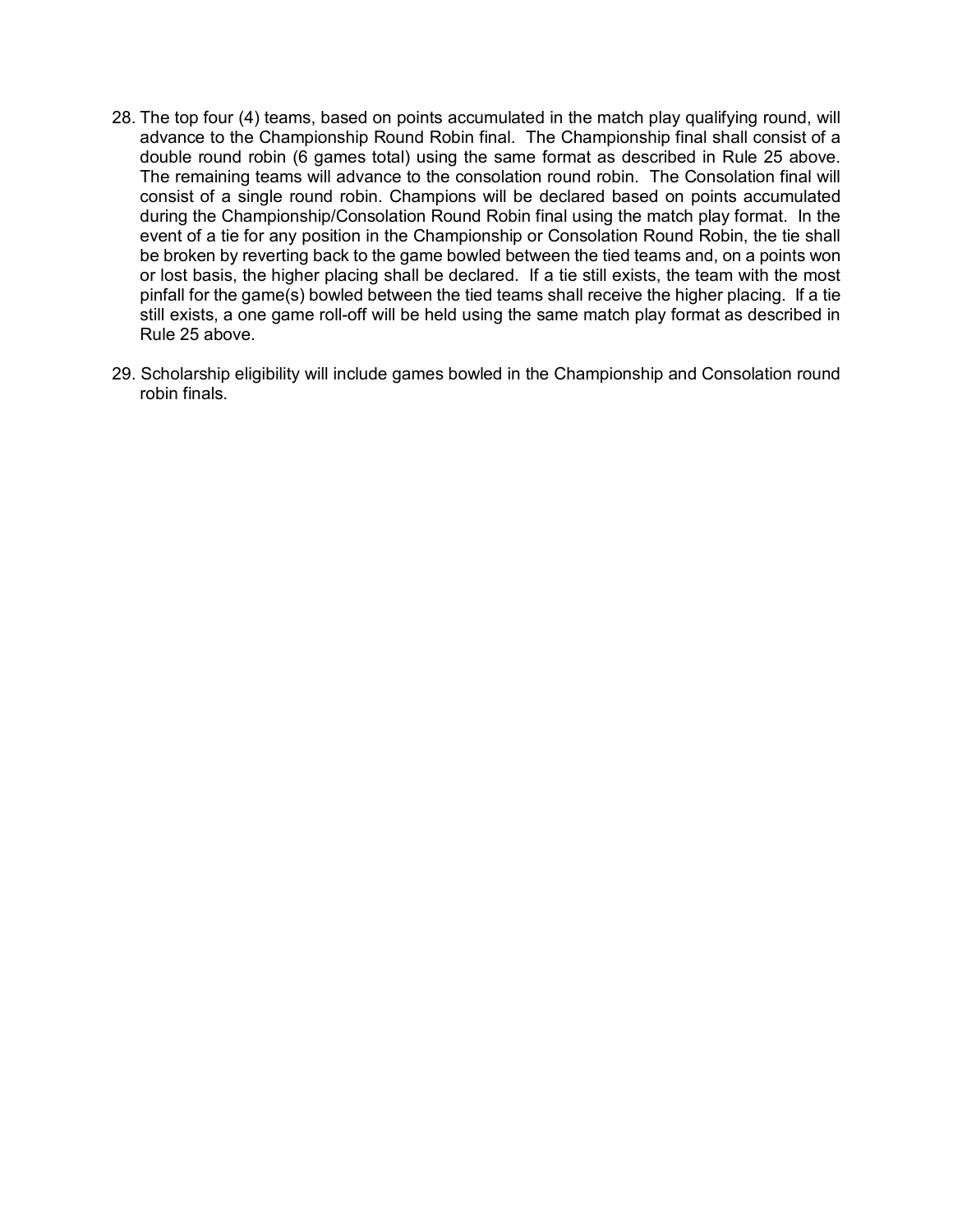28. The top four (4) teams, based on points accumulated in the match play qualifying round, will advance to the Championship Round Robin final. The Championship final shall consist of a double round robin (6 games total) using the same format as described in Rule 25 above. The remaining teams will advance to the consolation round robin. The Consolation final will consist of a single round robin. Champions will be declared based on points accumulated during the Championship/Consolation Round Robin final using the match play format. In the event of a tie for any position in the Championship or Consolation Round Robin, the tie shall be broken by reverting back to the game bowled between the tied teams and, on a points won or lost basis, the higher placing shall be declared. If a tie still exists, the team with the most pinfall for the game(s) bowled between the tied teams shall receive the higher placing. If a tie still exists, a one game roll-off will be held using the same match play format as described in Rule 25 above.

29. Scholarship eligibility will include games bowled in the Championship and Consolation round robin finals.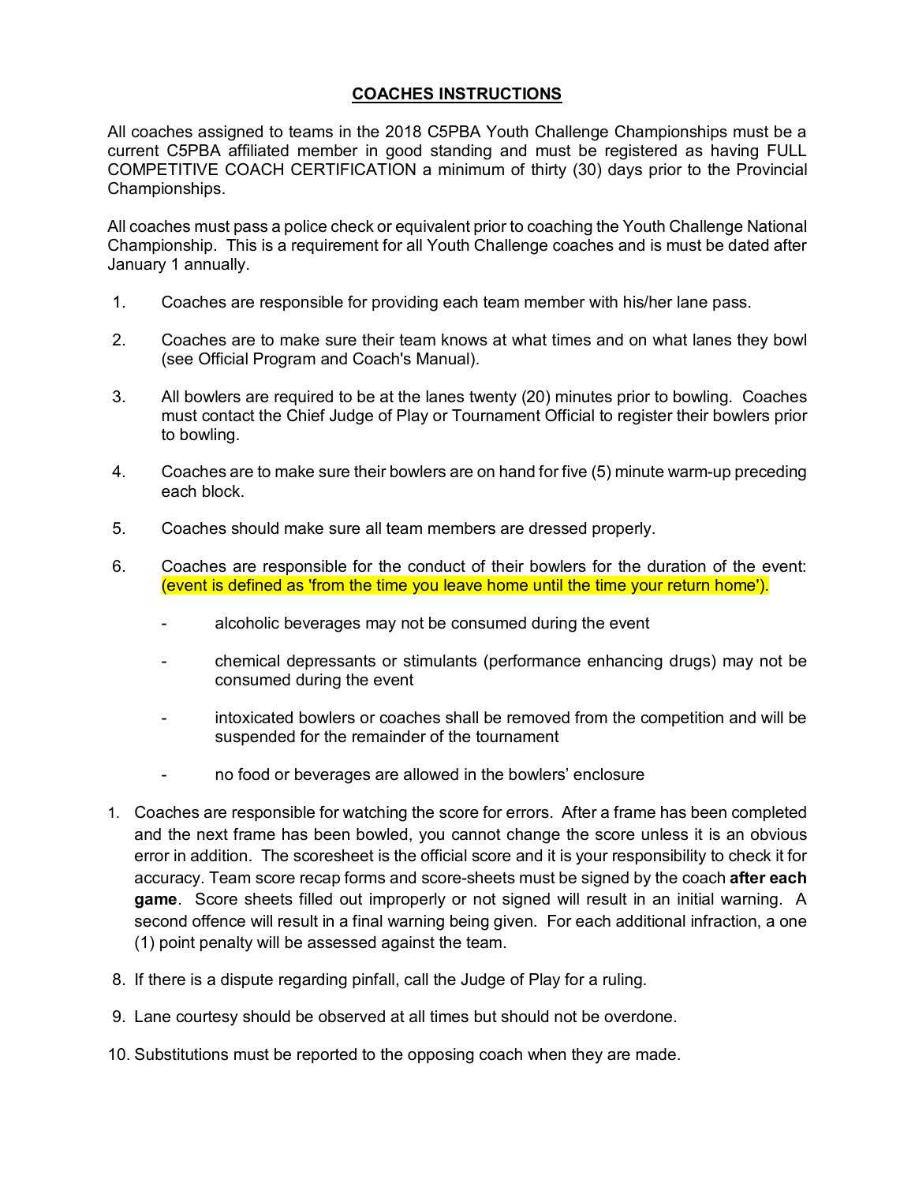## COACHES INSTRUCTIONS

All coaches assigned to teams in the 2018 C5PBA Youth Challenge Championships must be a current C5PBA affiliated member in good standing and must be registered as having FULL COMPETITIVE COACH CERTIFICATION a minimum of thirty (30) days prior to the Provincial Championships.

All coaches must pass a police check or equivalent prior to coaching the Youth Challenge National Championship. This is a requirement for all Youth Challenge coaches and is must be dated after January 1 annually.

1. Coaches are responsible for providing each team member with his/her lane pass.

2. Coaches are to make sure their team knows at what times and on what lanes they bowl (see Official Program and Coach's Manual).

3. All bowlers are required to be at the lanes twenty (20) minutes prior to bowling. Coaches must contact the Chief Judge of Play or Tournament Official to register their bowlers prior to bowling.

4. Coaches are to make sure their bowlers are on hand for five (5) minute warm-up preceding each block.

5. Coaches should make sure all team members are dressed properly.

6. Coaches are responsible for the conduct of their bowlers for the duration of the event: (event is defined as 'from the time you leave home until the time your return home').

   - alcoholic beverages may not be consumed during the event
   - chemical depressants or stimulants (performance enhancing drugs) may not be consumed during the event
   - intoxicated bowlers or coaches shall be removed from the competition and will be suspended for the remainder of the tournament
   - no food or beverages are allowed in the bowlers' enclosure

1. Coaches are responsible for watching the score for errors. After a frame has been completed and the next frame has been bowled, you cannot change the score unless it is an obvious error in addition. The scoresheet is the official score and it is your responsibility to check it for accuracy. Team score recap forms and score-sheets must be signed by the coach **after each game**. Score sheets filled out improperly or not signed will result in an initial warning. A second offence will result in a final warning being given. For each additional infraction, a one (1) point penalty will be assessed against the team.

8. If there is a dispute regarding pinfall, call the Judge of Play for a ruling.

9. Lane courtesy should be observed at all times but should not be overdone.

10. Substitutions must be reported to the opposing coach when they are made.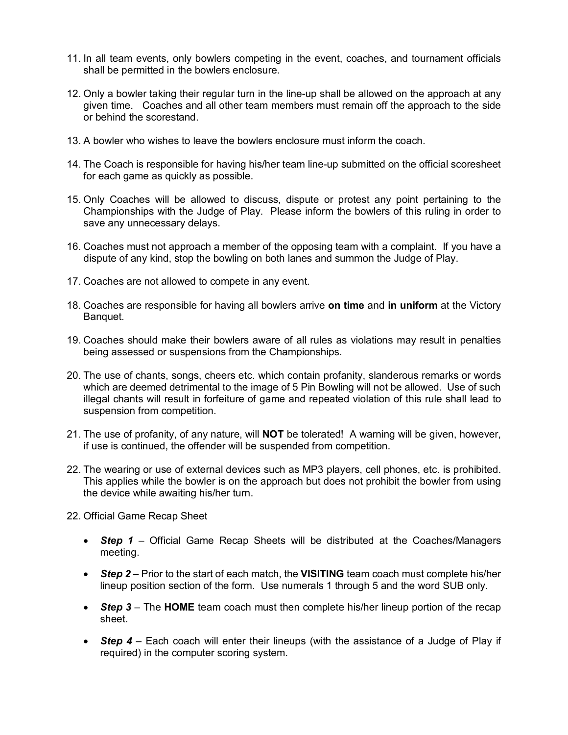11. In all team events, only bowlers competing in the event, coaches, and tournament officials shall be permitted in the bowlers enclosure.

12. Only a bowler taking their regular turn in the line-up shall be allowed on the approach at any given time. Coaches and all other team members must remain off the approach to the side or behind the scorestand.

13. A bowler who wishes to leave the bowlers enclosure must inform the coach.

14. The Coach is responsible for having his/her team line-up submitted on the official scoresheet for each game as quickly as possible.

15. Only Coaches will be allowed to discuss, dispute or protest any point pertaining to the Championships with the Judge of Play. Please inform the bowlers of this ruling in order to save any unnecessary delays.

16. Coaches must not approach a member of the opposing team with a complaint. If you have a dispute of any kind, stop the bowling on both lanes and summon the Judge of Play.

17. Coaches are not allowed to compete in any event.

18. Coaches are responsible for having all bowlers arrive **on time** and **in uniform** at the Victory Banquet.

19. Coaches should make their bowlers aware of all rules as violations may result in penalties being assessed or suspensions from the Championships.

20. The use of chants, songs, cheers etc. which contain profanity, slanderous remarks or words which are deemed detrimental to the image of 5 Pin Bowling will not be allowed. Use of such illegal chants will result in forfeiture of game and repeated violation of this rule shall lead to suspension from competition.

21. The use of profanity, of any nature, will **NOT** be tolerated! A warning will be given, however, if use is continued, the offender will be suspended from competition.

22. The wearing or use of external devices such as MP3 players, cell phones, etc. is prohibited. This applies while the bowler is on the approach but does not prohibit the bowler from using the device while awaiting his/her turn.

22. Official Game Recap Sheet

- ***Step 1*** – Official Game Recap Sheets will be distributed at the Coaches/Managers meeting.

- ***Step 2*** – Prior to the start of each match, the **VISITING** team coach must complete his/her lineup position section of the form. Use numerals 1 through 5 and the word SUB only.

- ***Step 3*** – The **HOME** team coach must then complete his/her lineup portion of the recap sheet.

- ***Step 4*** – Each coach will enter their lineups (with the assistance of a Judge of Play if required) in the computer scoring system.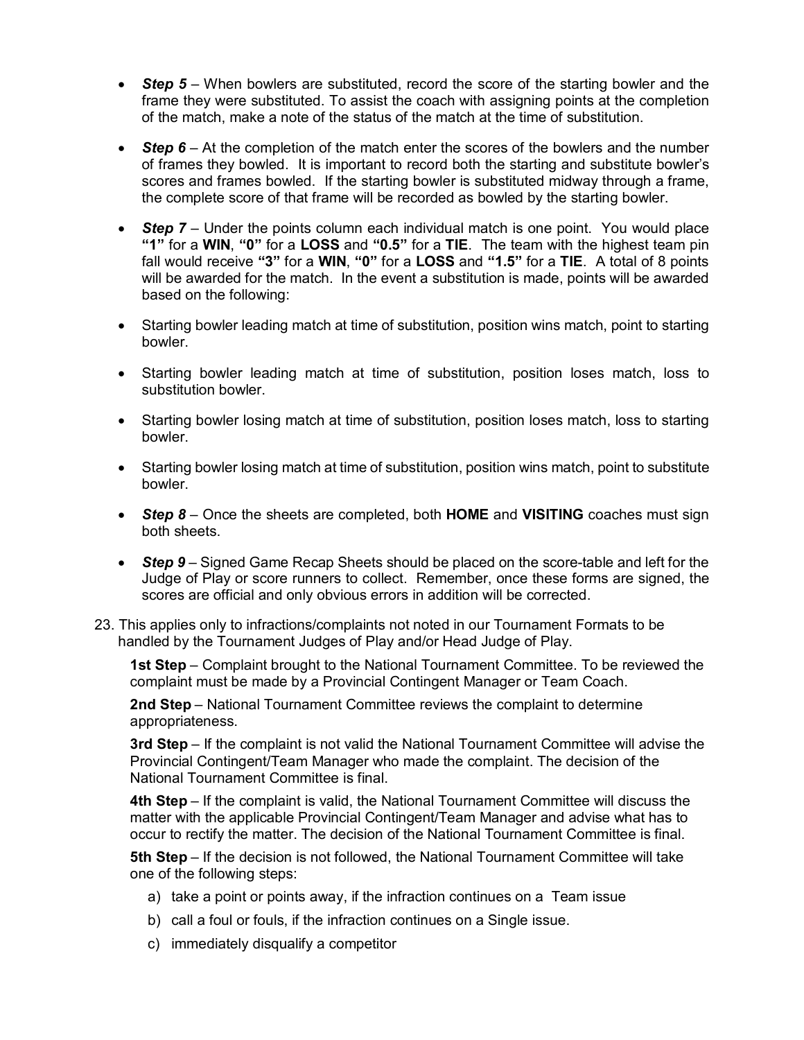- ***Step 5*** – When bowlers are substituted, record the score of the starting bowler and the frame they were substituted. To assist the coach with assigning points at the completion of the match, make a note of the status of the match at the time of substitution.

- ***Step 6*** – At the completion of the match enter the scores of the bowlers and the number of frames they bowled. It is important to record both the starting and substitute bowler's scores and frames bowled. If the starting bowler is substituted midway through a frame, the complete score of that frame will be recorded as bowled by the starting bowler.

- ***Step 7*** – Under the points column each individual match is one point. You would place **"1"** for a **WIN**, **"0"** for a **LOSS** and **"0.5"** for a **TIE**. The team with the highest team pin fall would receive **"3"** for a **WIN**, **"0"** for a **LOSS** and **"1.5"** for a **TIE**. A total of 8 points will be awarded for the match. In the event a substitution is made, points will be awarded based on the following:

- Starting bowler leading match at time of substitution, position wins match, point to starting bowler.

- Starting bowler leading match at time of substitution, position loses match, loss to substitution bowler.

- Starting bowler losing match at time of substitution, position loses match, loss to starting bowler.

- Starting bowler losing match at time of substitution, position wins match, point to substitute bowler.

- ***Step 8*** – Once the sheets are completed, both **HOME** and **VISITING** coaches must sign both sheets.

- ***Step 9*** – Signed Game Recap Sheets should be placed on the score-table and left for the Judge of Play or score runners to collect. Remember, once these forms are signed, the scores are official and only obvious errors in addition will be corrected.

23. This applies only to infractions/complaints not noted in our Tournament Formats to be handled by the Tournament Judges of Play and/or Head Judge of Play.

    **1st Step** – Complaint brought to the National Tournament Committee. To be reviewed the complaint must be made by a Provincial Contingent Manager or Team Coach.

    **2nd Step** – National Tournament Committee reviews the complaint to determine appropriateness.

    **3rd Step** – If the complaint is not valid the National Tournament Committee will advise the Provincial Contingent/Team Manager who made the complaint. The decision of the National Tournament Committee is final.

    **4th Step** – If the complaint is valid, the National Tournament Committee will discuss the matter with the applicable Provincial Contingent/Team Manager and advise what has to occur to rectify the matter. The decision of the National Tournament Committee is final.

    **5th Step** – If the decision is not followed, the National Tournament Committee will take one of the following steps:

    a) take a point or points away, if the infraction continues on a Team issue
    b) call a foul or fouls, if the infraction continues on a Single issue.
    c) immediately disqualify a competitor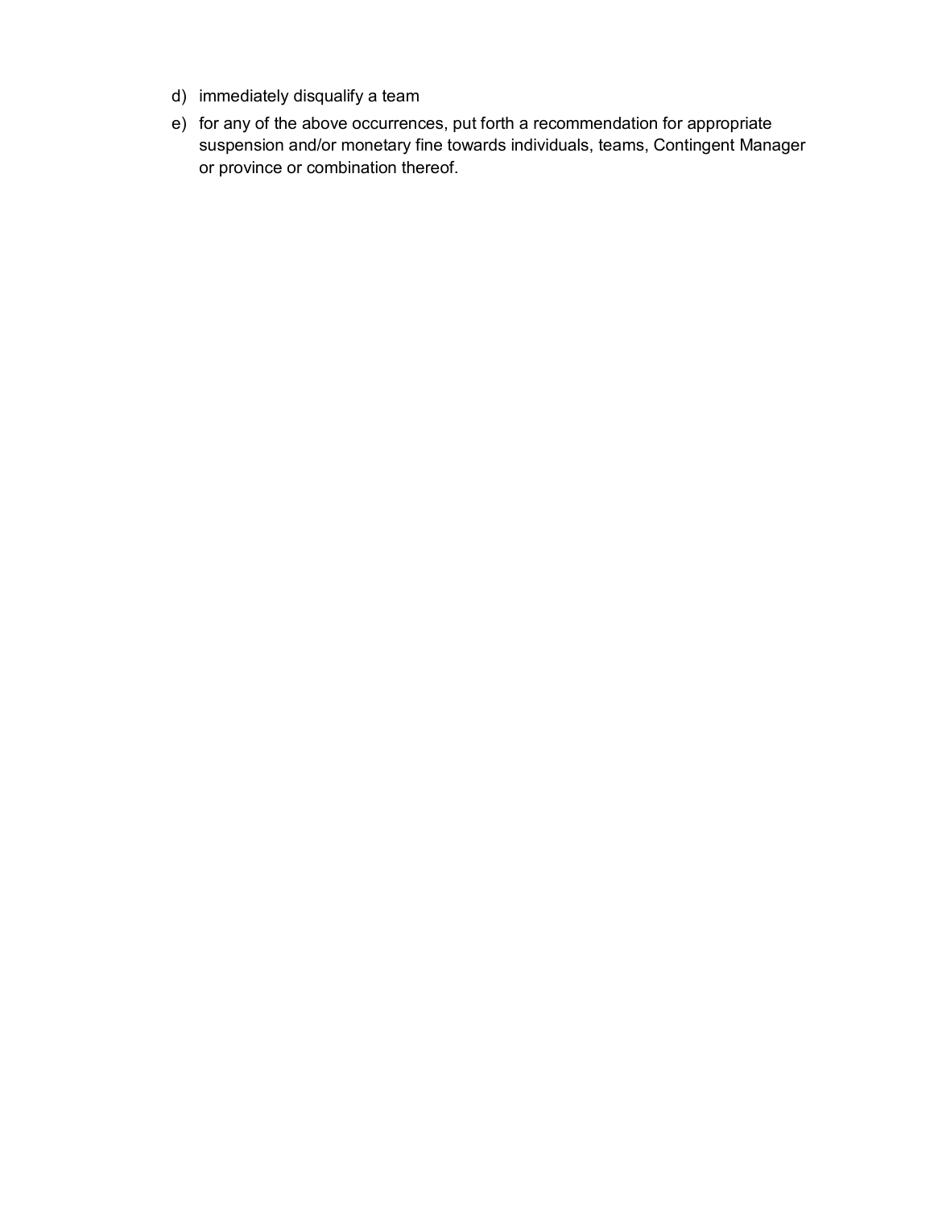d) immediately disqualify a team
e) for any of the above occurrences, put forth a recommendation for appropriate suspension and/or monetary fine towards individuals, teams, Contingent Manager or province or combination thereof.